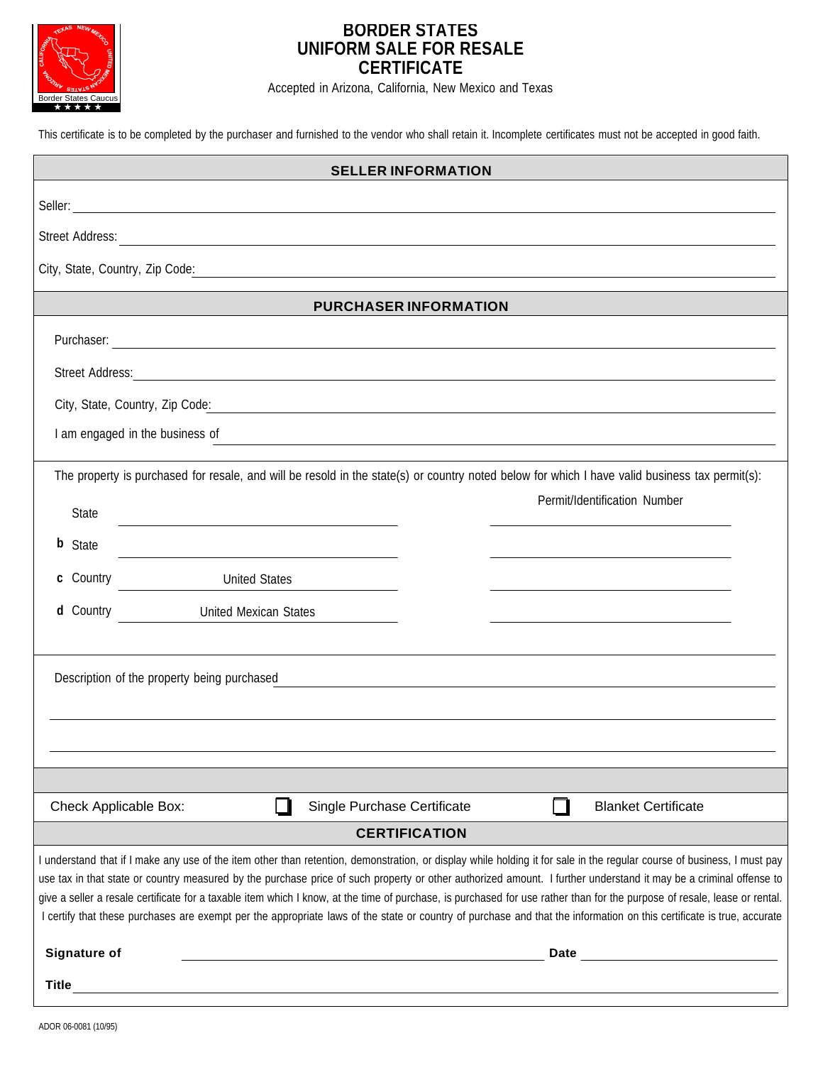# BORDER STATES UNIFORM SALE FOR RESALE CERTIFICATE

Accepted in Arizona, California, New Mexico and Texas

This certificate is to be completed by the purchaser and furnished to the vendor who shall retain it. Incomplete certificates must not be accepted in good faith.

## SELLER INFORMATION

Seller: ____________________

Street Address: ____________________

City, State, Country, Zip Code: ____________________

## PURCHASER INFORMATION

Purchaser: ____________________

Street Address: ____________________

City, State, Country, Zip Code: ____________________

I am engaged in the business of ____________________

The property is purchased for resale, and will be resold in the state(s) or country noted below for which I have valid business tax permit(s):

| | | | Permit/Identification Number |
|---|---|---|---|
| | State | | |
| b | State | | |
| c | Country | United States | |
| d | Country | United Mexican States | |

Description of the property being purchased ____________________

Check Applicable Box: ☐ Single Purchase Certificate ☐ Blanket Certificate

## CERTIFICATION

I understand that if I make any use of the item other than retention, demonstration, or display while holding it for sale in the regular course of business, I must pay use tax in that state or country measured by the purchase price of such property or other authorized amount. I further understand it may be a criminal offense to give a seller a resale certificate for a taxable item which I know, at the time of purchase, is purchased for use rather than for the purpose of resale, lease or rental. I certify that these purchases are exempt per the appropriate laws of the state or country of purchase and that the information on this certificate is true, accurate

**Signature of** ____________________ **Date** ____________________

**Title** ____________________

ADOR 06-0081 (10/95)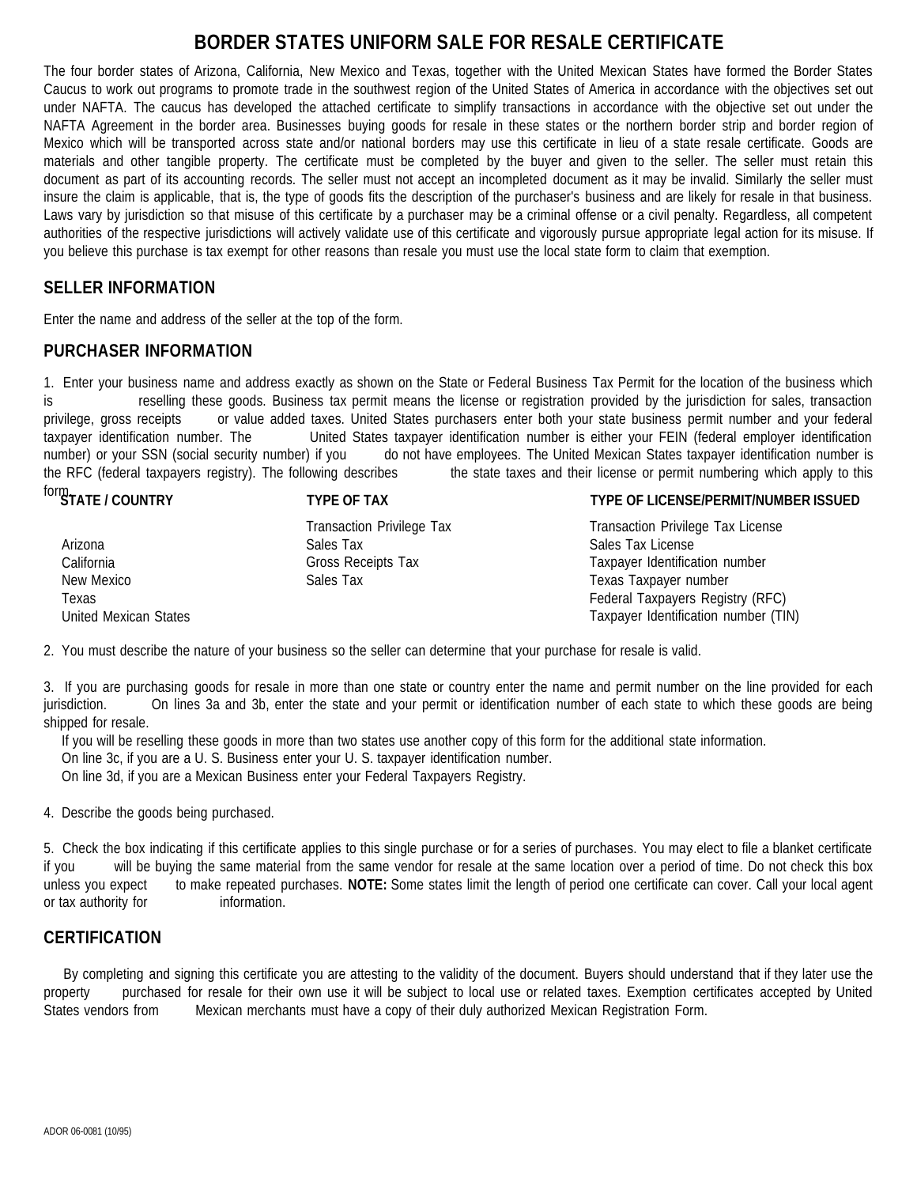# BORDER STATES UNIFORM SALE FOR RESALE CERTIFICATE

The four border states of Arizona, California, New Mexico and Texas, together with the United Mexican States have formed the Border States Caucus to work out programs to promote trade in the southwest region of the United States of America in accordance with the objectives set out under NAFTA. The caucus has developed the attached certificate to simplify transactions in accordance with the objective set out under the NAFTA Agreement in the border area. Businesses buying goods for resale in these states or the northern border strip and border region of Mexico which will be transported across state and/or national borders may use this certificate in lieu of a state resale certificate. Goods are materials and other tangible property. The certificate must be completed by the buyer and given to the seller. The seller must retain this document as part of its accounting records. The seller must not accept an incompleted document as it may be invalid. Similarly the seller must insure the claim is applicable, that is, the type of goods fits the description of the purchaser's business and are likely for resale in that business. Laws vary by jurisdiction so that misuse of this certificate by a purchaser may be a criminal offense or a civil penalty. Regardless, all competent authorities of the respective jurisdictions will actively validate use of this certificate and vigorously pursue appropriate legal action for its misuse. If you believe this purchase is tax exempt for other reasons than resale you must use the local state form to claim that exemption.

## SELLER INFORMATION

Enter the name and address of the seller at the top of the form.

## PURCHASER INFORMATION

1. Enter your business name and address exactly as shown on the State or Federal Business Tax Permit for the location of the business which is reselling these goods. Business tax permit means the license or registration provided by the jurisdiction for sales, transaction privilege, gross receipts or value added taxes. United States purchasers enter both your state business permit number and your federal taxpayer identification number. The United States taxpayer identification number is either your FEIN (federal employer identification number) or your SSN (social security number) if you do not have employees. The United Mexican States taxpayer identification number is the RFC (federal taxpayers registry). The following describes the state taxes and their license or permit numbering which apply to this form.

| STATE / COUNTRY | TYPE OF TAX | TYPE OF LICENSE/PERMIT/NUMBER ISSUED |
|---|---|---|
| | Transaction Privilege Tax | Transaction Privilege Tax License |
| Arizona | Sales Tax | Sales Tax License |
| California | Gross Receipts Tax | Taxpayer Identification number |
| New Mexico | Sales Tax | Texas Taxpayer number |
| Texas | | Federal Taxpayers Registry (RFC) |
| United Mexican States | | Taxpayer Identification number (TIN) |

2. You must describe the nature of your business so the seller can determine that your purchase for resale is valid.

3. If you are purchasing goods for resale in more than one state or country enter the name and permit number on the line provided for each jurisdiction. On lines 3a and 3b, enter the state and your permit or identification number of each state to which these goods are being shipped for resale.
   If you will be reselling these goods in more than two states use another copy of this form for the additional state information.
   On line 3c, if you are a U. S. Business enter your U. S. taxpayer identification number.
   On line 3d, if you are a Mexican Business enter your Federal Taxpayers Registry.

4. Describe the goods being purchased.

5. Check the box indicating if this certificate applies to this single purchase or for a series of purchases. You may elect to file a blanket certificate if you will be buying the same material from the same vendor for resale at the same location over a period of time. Do not check this box unless you expect to make repeated purchases. **NOTE:** Some states limit the length of period one certificate can cover. Call your local agent or tax authority for information.

## CERTIFICATION

By completing and signing this certificate you are attesting to the validity of the document. Buyers should understand that if they later use the property purchased for resale for their own use it will be subject to local use or related taxes. Exemption certificates accepted by United States vendors from Mexican merchants must have a copy of their duly authorized Mexican Registration Form.

ADOR 06-0081 (10/95)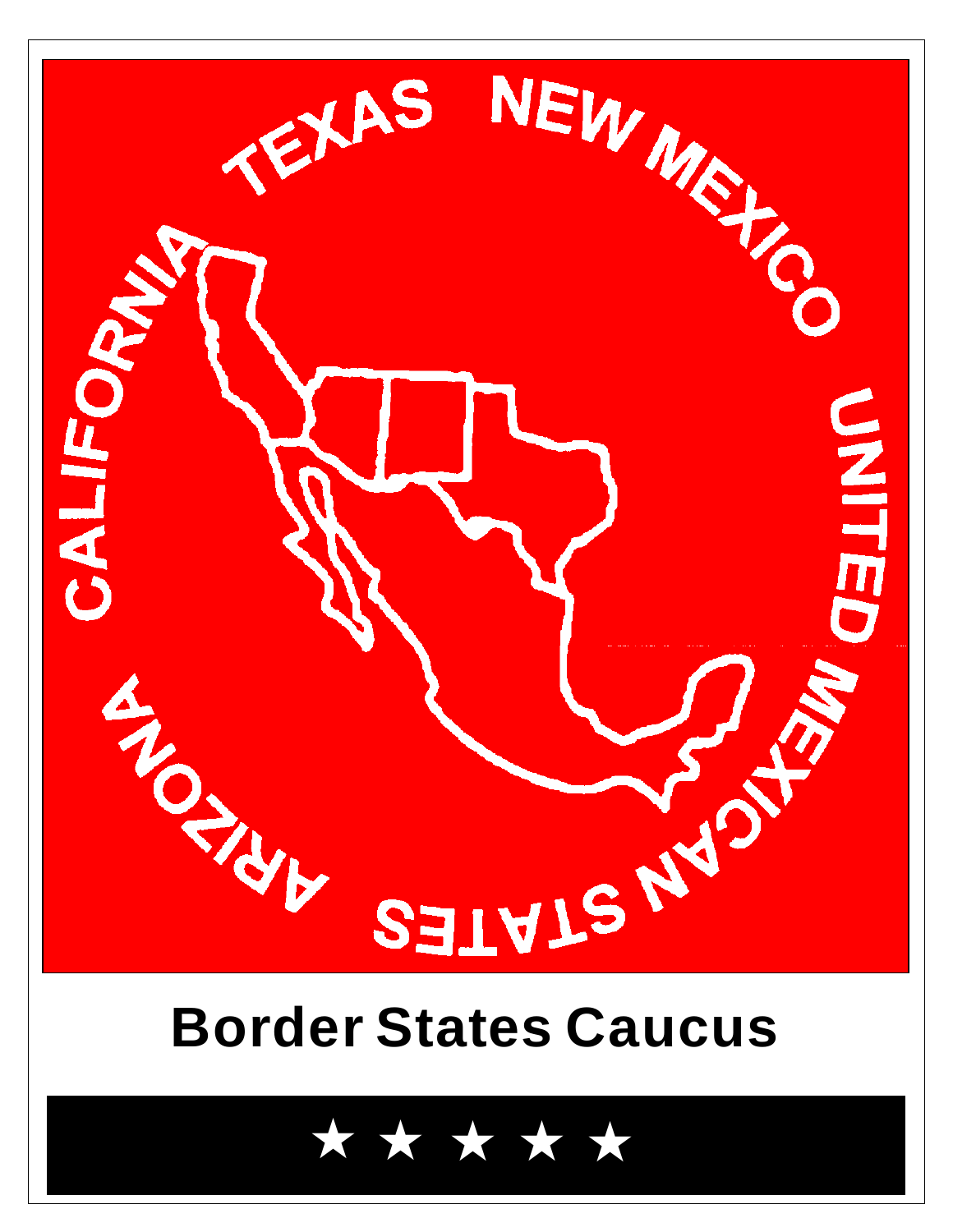TEXAS NEW MEXICO UNITED MEXICAN STATES ARIZONA CALIFORNIA

# Border States Caucus

★ ★ ★ ★ ★